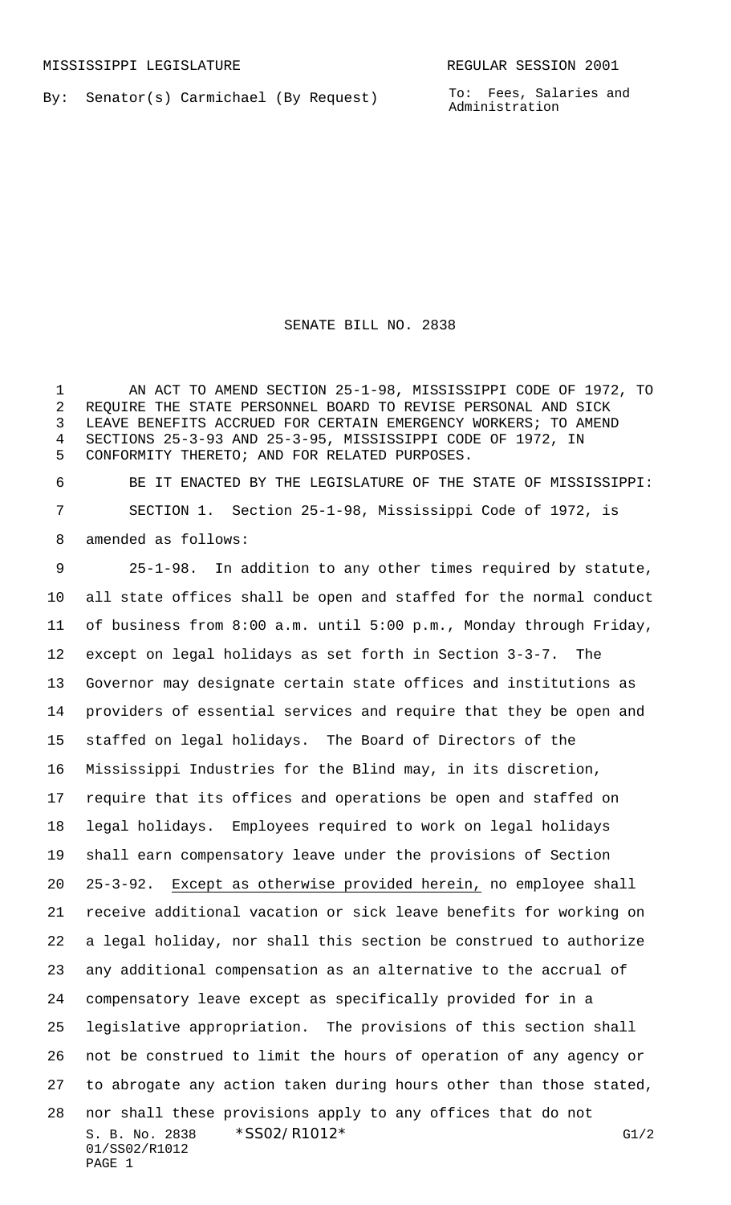MISSISSIPPI LEGISLATURE REGULAR SESSION 2001

By: Senator(s) Carmichael (By Request)

To: Fees, Salaries and Administration

# SENATE BILL NO. 2838

AN ACT TO AMEND SECTION 25-1-98, MISSISSIPPI CODE OF 1972, TO REQUIRE THE STATE PERSONNEL BOARD TO REVISE PERSONAL AND SICK LEAVE BENEFITS ACCRUED FOR CERTAIN EMERGENCY WORKERS; TO AMEND SECTIONS 25-3-93 AND 25-3-95, MISSISSIPPI CODE OF 1972, IN CONFORMITY THERETO; AND FOR RELATED PURPOSES.

BE IT ENACTED BY THE LEGISLATURE OF THE STATE OF MISSISSIPPI:

SECTION 1. Section 25-1-98, Mississippi Code of 1972, is amended as follows:

25-1-98. In addition to any other times required by statute, all state offices shall be open and staffed for the normal conduct of business from 8:00 a.m. until 5:00 p.m., Monday through Friday, except on legal holidays as set forth in Section 3-3-7. The Governor may designate certain state offices and institutions as providers of essential services and require that they be open and staffed on legal holidays. The Board of Directors of the Mississippi Industries for the Blind may, in its discretion, require that its offices and operations be open and staffed on legal holidays. Employees required to work on legal holidays shall earn compensatory leave under the provisions of Section 25-3-92. Except as otherwise provided herein, no employee shall receive additional vacation or sick leave benefits for working on a legal holiday, nor shall this section be construed to authorize any additional compensation as an alternative to the accrual of compensatory leave except as specifically provided for in a legislative appropriation. The provisions of this section shall not be construed to limit the hours of operation of any agency or to abrogate any action taken during hours other than those stated, nor shall these provisions apply to any offices that do not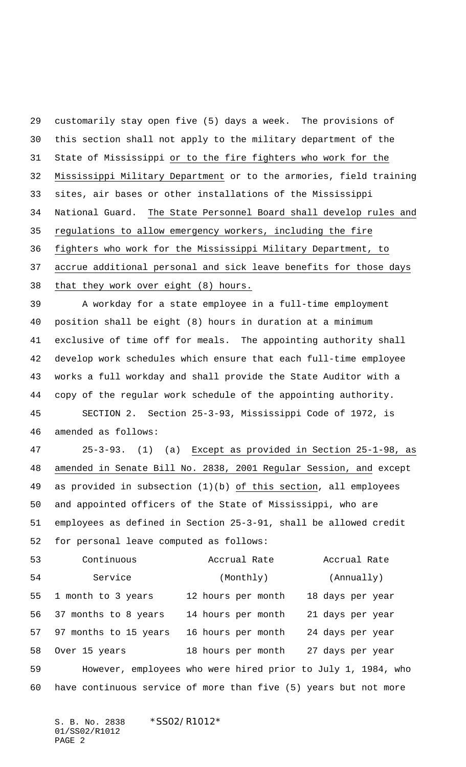customarily stay open five (5) days a week. The provisions of this section shall not apply to the military department of the State of Mississippi <u>or to the fire fighters who work for the Mississippi Military Department</u> or to the armories, field training sites, air bases or other installations of the Mississippi National Guard. <u>The State Personnel Board shall develop rules and regulations to allow emergency workers, including the fire fighters who work for the Mississippi Military Department, to accrue additional personal and sick leave benefits for those days that they work over eight (8) hours.</u>

A workday for a state employee in a full-time employment position shall be eight (8) hours in duration at a minimum exclusive of time off for meals. The appointing authority shall develop work schedules which ensure that each full-time employee works a full workday and shall provide the State Auditor with a copy of the regular work schedule of the appointing authority.

SECTION 2. Section 25-3-93, Mississippi Code of 1972, is amended as follows:

25-3-93. (1) (a) <u>Except as provided in Section 25-1-98, as amended in Senate Bill No. 2838, 2001 Regular Session, and</u> except as provided in subsection (1)(b) <u>of this section</u>, all employees and appointed officers of the State of Mississippi, who are employees as defined in Section 25-3-91, shall be allowed credit for personal leave computed as follows:

| Continuous Service | Accrual Rate (Monthly) | Accrual Rate (Annually) |
|---|---|---|
| 1 month to 3 years | 12 hours per month | 18 days per year |
| 37 months to 8 years | 14 hours per month | 21 days per year |
| 97 months to 15 years | 16 hours per month | 24 days per year |
| Over 15 years | 18 hours per month | 27 days per year |

However, employees who were hired prior to July 1, 1984, who have continuous service of more than five (5) years but not more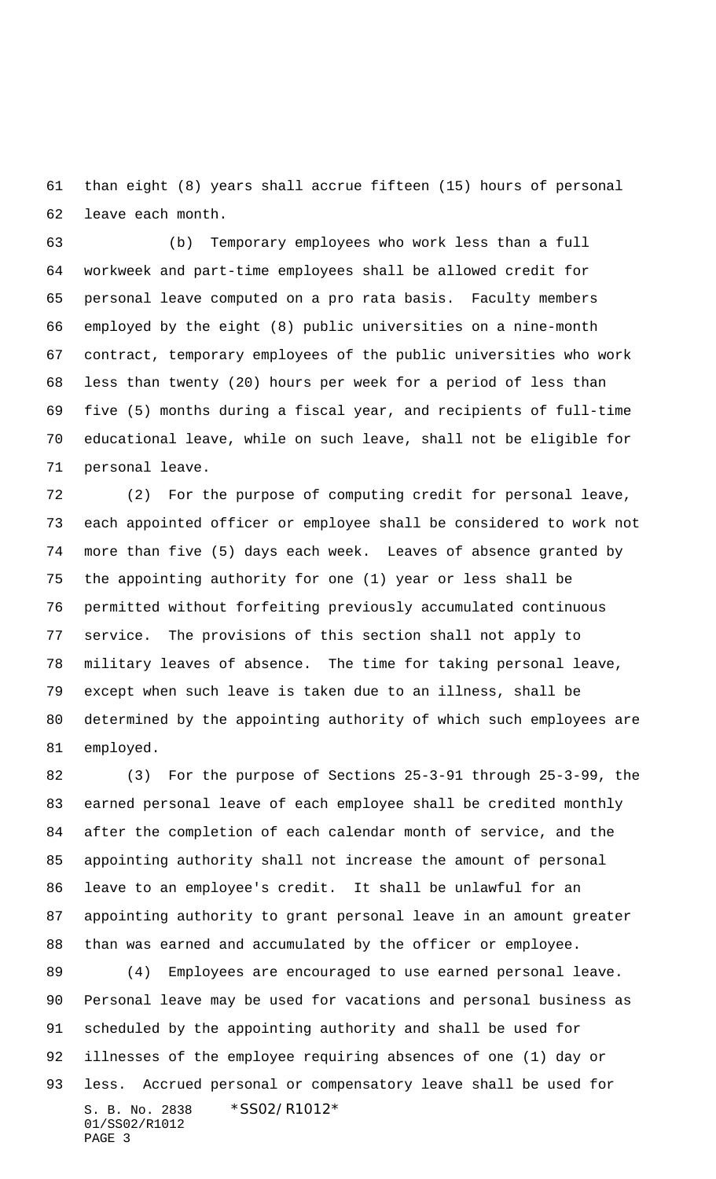than eight (8) years shall accrue fifteen (15) hours of personal leave each month.

(b) Temporary employees who work less than a full workweek and part-time employees shall be allowed credit for personal leave computed on a pro rata basis. Faculty members employed by the eight (8) public universities on a nine-month contract, temporary employees of the public universities who work less than twenty (20) hours per week for a period of less than five (5) months during a fiscal year, and recipients of full-time educational leave, while on such leave, shall not be eligible for personal leave.

(2) For the purpose of computing credit for personal leave, each appointed officer or employee shall be considered to work not more than five (5) days each week. Leaves of absence granted by the appointing authority for one (1) year or less shall be permitted without forfeiting previously accumulated continuous service. The provisions of this section shall not apply to military leaves of absence. The time for taking personal leave, except when such leave is taken due to an illness, shall be determined by the appointing authority of which such employees are employed.

(3) For the purpose of Sections 25-3-91 through 25-3-99, the earned personal leave of each employee shall be credited monthly after the completion of each calendar month of service, and the appointing authority shall not increase the amount of personal leave to an employee's credit. It shall be unlawful for an appointing authority to grant personal leave in an amount greater than was earned and accumulated by the officer or employee.

(4) Employees are encouraged to use earned personal leave. Personal leave may be used for vacations and personal business as scheduled by the appointing authority and shall be used for illnesses of the employee requiring absences of one (1) day or less. Accrued personal or compensatory leave shall be used for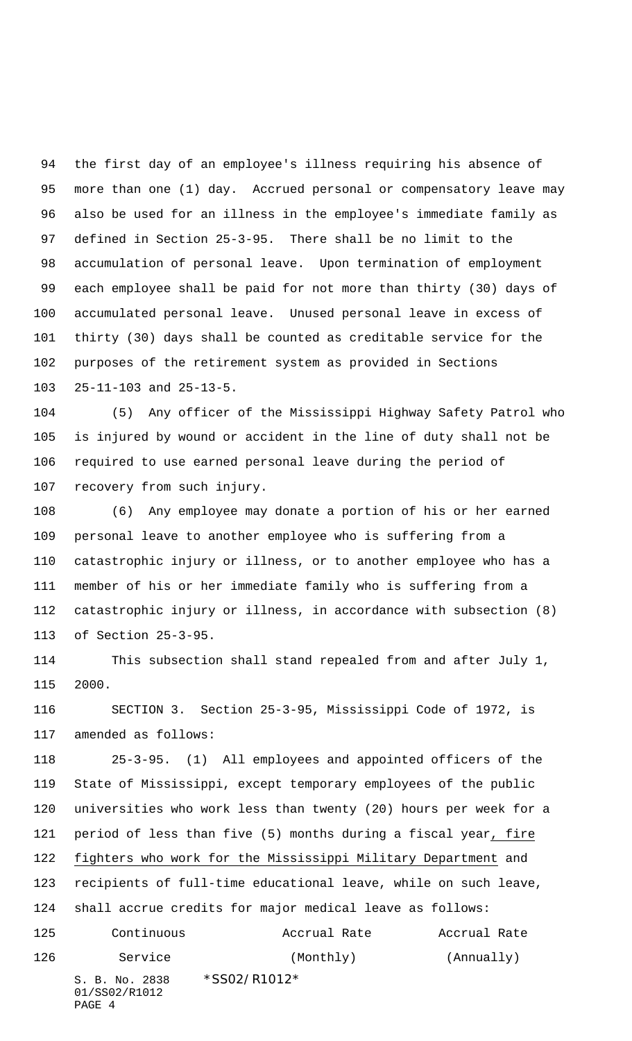the first day of an employee's illness requiring his absence of more than one (1) day. Accrued personal or compensatory leave may also be used for an illness in the employee's immediate family as defined in Section 25-3-95. There shall be no limit to the accumulation of personal leave. Upon termination of employment each employee shall be paid for not more than thirty (30) days of accumulated personal leave. Unused personal leave in excess of thirty (30) days shall be counted as creditable service for the purposes of the retirement system as provided in Sections 25-11-103 and 25-13-5.

(5) Any officer of the Mississippi Highway Safety Patrol who is injured by wound or accident in the line of duty shall not be required to use earned personal leave during the period of recovery from such injury.

(6) Any employee may donate a portion of his or her earned personal leave to another employee who is suffering from a catastrophic injury or illness, or to another employee who has a member of his or her immediate family who is suffering from a catastrophic injury or illness, in accordance with subsection (8) of Section 25-3-95.

This subsection shall stand repealed from and after July 1, 2000.

SECTION 3. Section 25-3-95, Mississippi Code of 1972, is amended as follows:

25-3-95. (1) All employees and appointed officers of the State of Mississippi, except temporary employees of the public universities who work less than twenty (20) hours per week for a period of less than five (5) months during a fiscal year, <u>fire fighters who work for the Mississippi Military Department</u> and recipients of full-time educational leave, while on such leave, shall accrue credits for major medical leave as follows:

| Continuous Service | Accrual Rate (Monthly) | Accrual Rate (Annually) |
|---|---|---|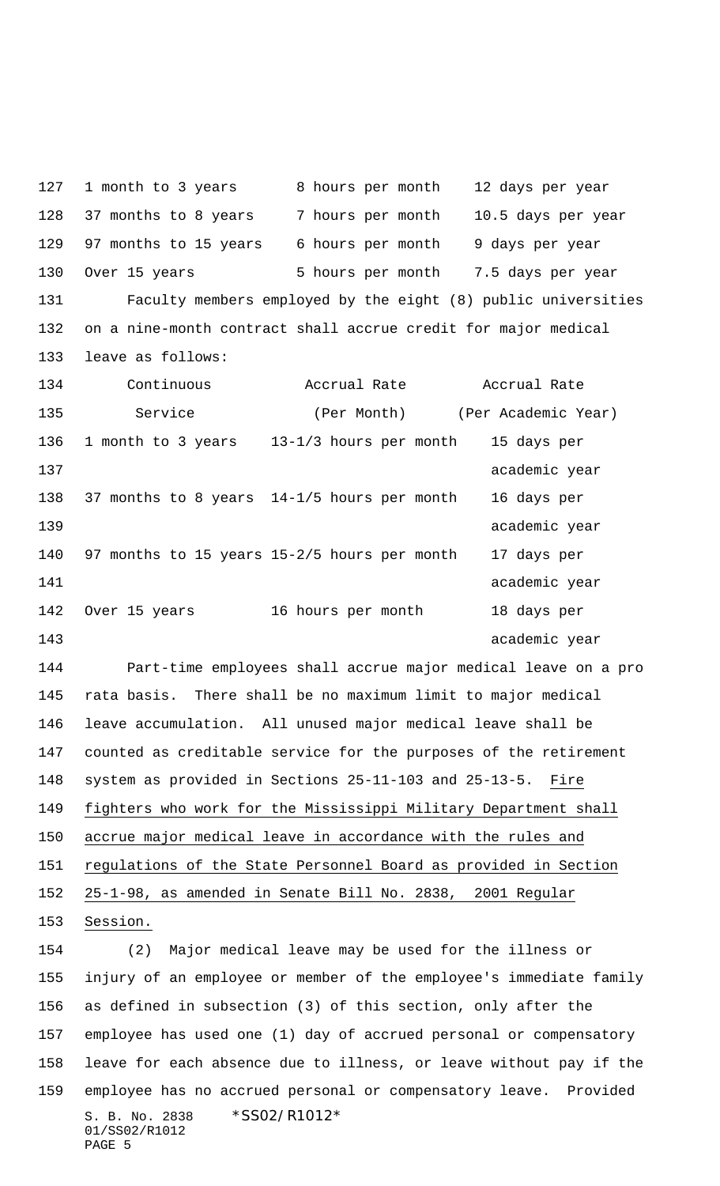| | | |
|---|---|---|
| 1 month to 3 years | 8 hours per month | 12 days per year |
| 37 months to 8 years | 7 hours per month | 10.5 days per year |
| 97 months to 15 years | 6 hours per month | 9 days per year |
| Over 15 years | 5 hours per month | 7.5 days per year |

Faculty members employed by the eight (8) public universities on a nine-month contract shall accrue credit for major medical leave as follows:

| Continuous Service | Accrual Rate (Per Month) | Accrual Rate (Per Academic Year) |
|---|---|---|
| 1 month to 3 years | 13-1/3 hours per month | 15 days per academic year |
| 37 months to 8 years | 14-1/5 hours per month | 16 days per academic year |
| 97 months to 15 years | 15-2/5 hours per month | 17 days per academic year |
| Over 15 years | 16 hours per month | 18 days per academic year |

Part-time employees shall accrue major medical leave on a pro rata basis. There shall be no maximum limit to major medical leave accumulation. All unused major medical leave shall be counted as creditable service for the purposes of the retirement system as provided in Sections 25-11-103 and 25-13-5. Fire fighters who work for the Mississippi Military Department shall accrue major medical leave in accordance with the rules and regulations of the State Personnel Board as provided in Section 25-1-98, as amended in Senate Bill No. 2838, 2001 Regular Session.

(2) Major medical leave may be used for the illness or injury of an employee or member of the employee's immediate family as defined in subsection (3) of this section, only after the employee has used one (1) day of accrued personal or compensatory leave for each absence due to illness, or leave without pay if the employee has no accrued personal or compensatory leave. Provided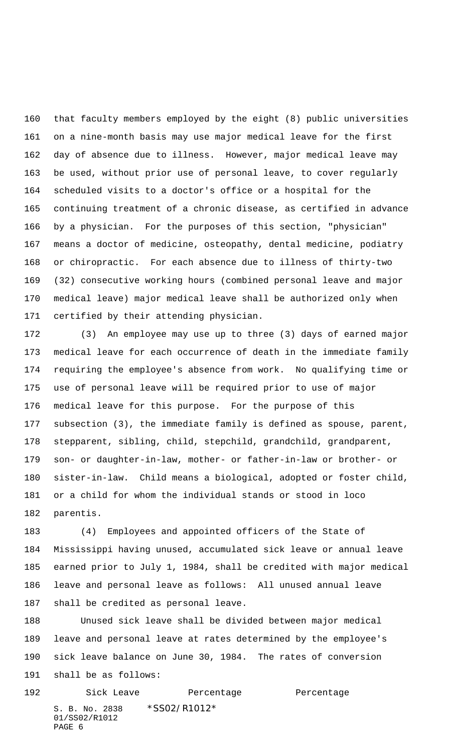that faculty members employed by the eight (8) public universities on a nine-month basis may use major medical leave for the first day of absence due to illness. However, major medical leave may be used, without prior use of personal leave, to cover regularly scheduled visits to a doctor's office or a hospital for the continuing treatment of a chronic disease, as certified in advance by a physician. For the purposes of this section, "physician" means a doctor of medicine, osteopathy, dental medicine, podiatry or chiropractic. For each absence due to illness of thirty-two (32) consecutive working hours (combined personal leave and major medical leave) major medical leave shall be authorized only when certified by their attending physician.

(3) An employee may use up to three (3) days of earned major medical leave for each occurrence of death in the immediate family requiring the employee's absence from work. No qualifying time or use of personal leave will be required prior to use of major medical leave for this purpose. For the purpose of this subsection (3), the immediate family is defined as spouse, parent, stepparent, sibling, child, stepchild, grandchild, grandparent, son- or daughter-in-law, mother- or father-in-law or brother- or sister-in-law. Child means a biological, adopted or foster child, or a child for whom the individual stands or stood in loco parentis.

(4) Employees and appointed officers of the State of Mississippi having unused, accumulated sick leave or annual leave earned prior to July 1, 1984, shall be credited with major medical leave and personal leave as follows: All unused annual leave shall be credited as personal leave.

Unused sick leave shall be divided between major medical leave and personal leave at rates determined by the employee's sick leave balance on June 30, 1984. The rates of conversion shall be as follows:

| Sick Leave | Percentage | Percentage |
|---|---|---|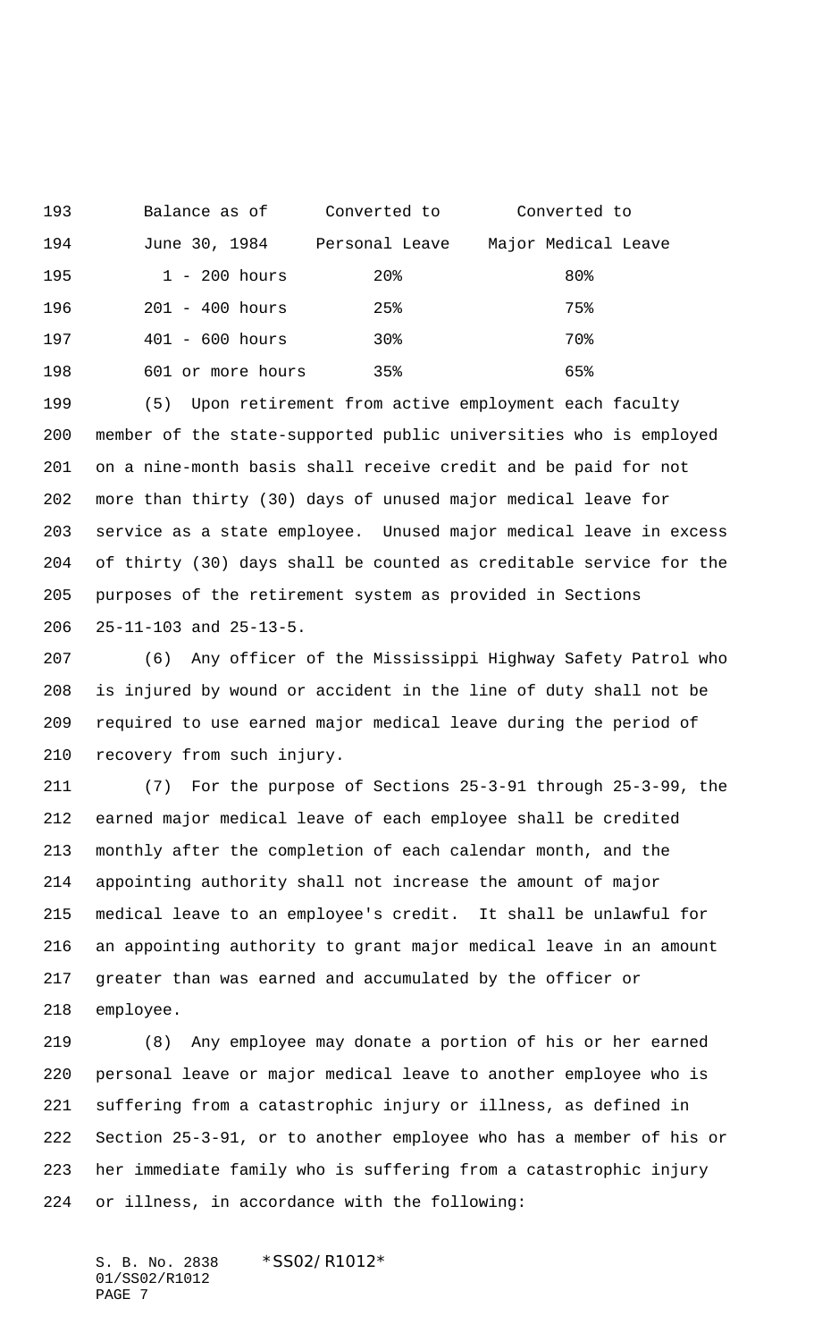| Balance as of June 30, 1984 | Converted to Personal Leave | Converted to Major Medical Leave |
|---|---|---|
| 1 - 200 hours | 20% | 80% |
| 201 - 400 hours | 25% | 75% |
| 401 - 600 hours | 30% | 70% |
| 601 or more hours | 35% | 65% |

(5) Upon retirement from active employment each faculty member of the state-supported public universities who is employed on a nine-month basis shall receive credit and be paid for not more than thirty (30) days of unused major medical leave for service as a state employee. Unused major medical leave in excess of thirty (30) days shall be counted as creditable service for the purposes of the retirement system as provided in Sections 25-11-103 and 25-13-5.

(6) Any officer of the Mississippi Highway Safety Patrol who is injured by wound or accident in the line of duty shall not be required to use earned major medical leave during the period of recovery from such injury.

(7) For the purpose of Sections 25-3-91 through 25-3-99, the earned major medical leave of each employee shall be credited monthly after the completion of each calendar month, and the appointing authority shall not increase the amount of major medical leave to an employee's credit. It shall be unlawful for an appointing authority to grant major medical leave in an amount greater than was earned and accumulated by the officer or employee.

(8) Any employee may donate a portion of his or her earned personal leave or major medical leave to another employee who is suffering from a catastrophic injury or illness, as defined in Section 25-3-91, or to another employee who has a member of his or her immediate family who is suffering from a catastrophic injury or illness, in accordance with the following: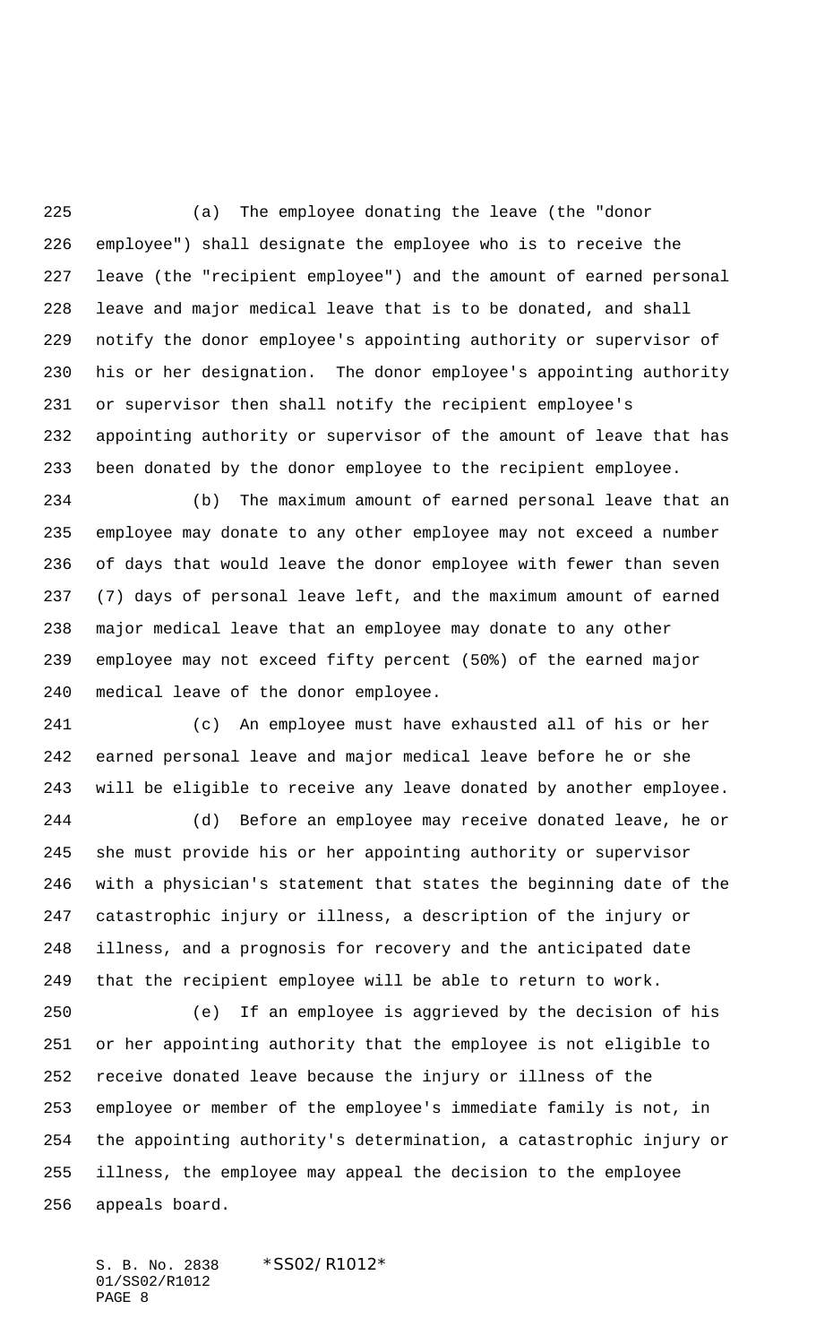(a) The employee donating the leave (the "donor employee") shall designate the employee who is to receive the leave (the "recipient employee") and the amount of earned personal leave and major medical leave that is to be donated, and shall notify the donor employee's appointing authority or supervisor of his or her designation. The donor employee's appointing authority or supervisor then shall notify the recipient employee's appointing authority or supervisor of the amount of leave that has been donated by the donor employee to the recipient employee.

(b) The maximum amount of earned personal leave that an employee may donate to any other employee may not exceed a number of days that would leave the donor employee with fewer than seven (7) days of personal leave left, and the maximum amount of earned major medical leave that an employee may donate to any other employee may not exceed fifty percent (50%) of the earned major medical leave of the donor employee.

(c) An employee must have exhausted all of his or her earned personal leave and major medical leave before he or she will be eligible to receive any leave donated by another employee.

(d) Before an employee may receive donated leave, he or she must provide his or her appointing authority or supervisor with a physician's statement that states the beginning date of the catastrophic injury or illness, a description of the injury or illness, and a prognosis for recovery and the anticipated date that the recipient employee will be able to return to work.

(e) If an employee is aggrieved by the decision of his or her appointing authority that the employee is not eligible to receive donated leave because the injury or illness of the employee or member of the employee's immediate family is not, in the appointing authority's determination, a catastrophic injury or illness, the employee may appeal the decision to the employee appeals board.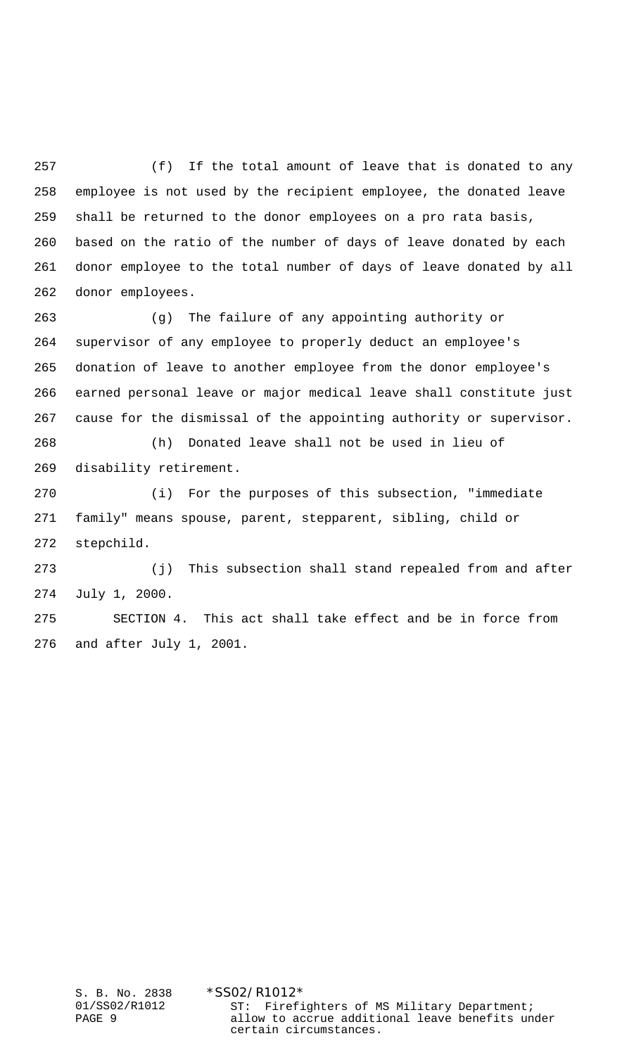(f) If the total amount of leave that is donated to any employee is not used by the recipient employee, the donated leave shall be returned to the donor employees on a pro rata basis, based on the ratio of the number of days of leave donated by each donor employee to the total number of days of leave donated by all donor employees.

(g) The failure of any appointing authority or supervisor of any employee to properly deduct an employee's donation of leave to another employee from the donor employee's earned personal leave or major medical leave shall constitute just cause for the dismissal of the appointing authority or supervisor.

(h) Donated leave shall not be used in lieu of disability retirement.

(i) For the purposes of this subsection, "immediate family" means spouse, parent, stepparent, sibling, child or stepchild.

(j) This subsection shall stand repealed from and after July 1, 2000.

SECTION 4. This act shall take effect and be in force from and after July 1, 2001.